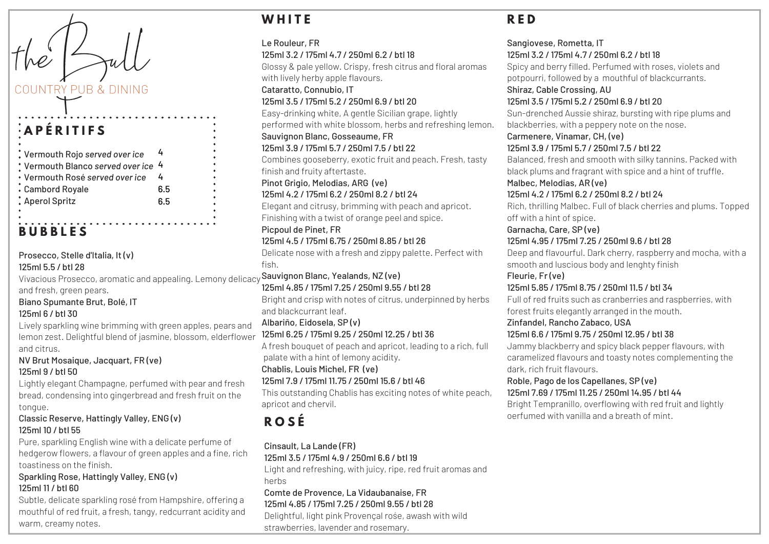# the Bull

COUNTRY PUB & DINING

## APÉRITIFS

| | |
|---|---|
| Vermouth Rojo *served over ice* | 4 |
| Vermouth Blanco *served over ice* | 4 |
| Vermouth Rosé *served over ice* | 4 |
| Cambord Royale | 6.5 |
| Aperol Spritz | 6.5 |

## BUBBLES

Prosecco, Stelle d'Italia, It (v)
125ml 5.5 / btl 28
Vivacious Prosecco, aromatic and appealing. Lemony delicacy and fresh, green pears.

Biano Spumante Brut, Bolé, IT
125ml 6 / btl 30
Lively sparkling wine brimming with green apples, pears and lemon zest. Delightful blend of jasmine, blossom, elderflower and citrus.

NV Brut Mosaique, Jacquart, FR (ve)
125ml 9 / btl 50
Lightly elegant Champagne, perfumed with pear and fresh bread, condensing into gingerbread and fresh fruit on the tongue.

Classic Reserve, Hattingly Valley, ENG (v)
125ml 10 / btl 55
Pure, sparkling English wine with a delicate perfume of hedgerow flowers, a flavour of green apples and a fine, rich toastiness on the finish.

Sparkling Rose, Hattingly Valley, ENG (v)
125ml 11 / btl 60
Subtle, delicate sparkling rosé from Hampshire, offering a mouthful of red fruit, a fresh, tangy, redcurrant acidity and warm, creamy notes.

## WHITE

Le Rouleur, FR
125ml 3.2 / 175ml 4.7 / 250ml 6.2 / btl 18
Glossy & pale yellow. Crispy, fresh citrus and floral aromas with lively herby apple flavours.

Cataratto, Connubio, IT
125ml 3.5 / 175ml 5.2 / 250ml 6.9 / btl 20
Easy-drinking white, A gentle Sicilian grape, lightly performed with white blossom, herbs and refreshing lemon.

Sauvignon Blanc, Gosseaume, FR
125ml 3.9 / 175ml 5.7 / 250ml 7.5 / btl 22
Combines gooseberry, exotic fruit and peach. Fresh, tasty finish and fruity aftertaste.

Pinot Grigio, Melodias, ARG (ve)
125ml 4.2 / 175ml 6.2 / 250ml 8.2 / btl 24
Elegant and citrusy, brimming with peach and apricot. Finishing with a twist of orange peel and spice.

Picpoul de Pinet, FR
125ml 4.5 / 175ml 6.75 / 250ml 8.85 / btl 26
Delicate nose with a fresh and zippy palette. Perfect with fish.

Sauvignon Blanc, Yealands, NZ (ve)
125ml 4.85 / 175ml 7.25 / 250ml 9.55 / btl 28
Bright and crisp with notes of citrus, underpinned by herbs and blackcurrant leaf.

Albariño, Eidosela, SP (v)
125ml 6.25 / 175ml 9.25 / 250ml 12.25 / btl 36
A fresh bouquet of peach and apricot, leading to a rich, full palate with a hint of lemony acidity.

Chablis, Louis Michel, FR (ve)
125ml 7.9 / 175ml 11.75 / 250ml 15.6 / btl 46
This outstanding Chablis has exciting notes of white peach, apricot and chervil.

## ROSÉ

Cinsault, La Lande (FR)
125ml 3.5 / 175ml 4.9 / 250ml 6.6 / btl 19
Light and refreshing, with juicy, ripe, red fruit aromas and herbs

Comte de Provence, La Vidaubanaise, FR
125ml 4.85 / 175ml 7.25 / 250ml 9.55 / btl 28
Delightful, light pink Provençal rośe, awash with wild strawberries, lavender and rosemary.

## RED

Sangiovese, Rometta, IT
125ml 3.2 / 175ml 4.7 / 250ml 6.2 / btl 18
Spicy and berry filled. Perfumed with roses, violets and potpourri, followed by a mouthful of blackcurrants.

Shiraz, Cable Crossing, AU
125ml 3.5 / 175ml 5.2 / 250ml 6.9 / btl 20
Sun-drenched Aussie shiraz, bursting with ripe plums and blackberries, with a peppery note on the nose.

Carmenere, Vinamar, CH, (ve)
125ml 3.9 / 175ml 5.7 / 250ml 7.5 / btl 22
Balanced, fresh and smooth with silky tannins. Packed with black plums and fragrant with spice and a hint of truffle.

Malbec, Melodias, AR (ve)
125ml 4.2 / 175ml 6.2 / 250ml 8.2 / btl 24
Rich, thrilling Malbec. Full of black cherries and plums. Topped off with a hint of spice.

Garnacha, Care, SP (ve)
125ml 4.95 / 175ml 7.25 / 250ml 9.6 / btl 28
Deep and flavourful. Dark cherry, raspberry and mocha, with a smooth and luscious body and lenghty finish

Fleurie, Fr (ve)
125ml 5.85 / 175ml 8.75 / 250ml 11.5 / btl 34
Full of red fruits such as cranberries and raspberries, with forest fruits elegantly arranged in the mouth.

Zinfandel, Rancho Zabaco, USA
125ml 6.6 / 175ml 9.75 / 250ml 12.95 / btl 38
Jammy blackberry and spicy black pepper flavours, with caramelized flavours and toasty notes complementing the dark, rich fruit flavours.

Roble, Pago de los Capellanes, SP (ve)
125ml 7.69 / 175ml 11.25 / 250ml 14.95 / btl 44
Bright Tempranillo, overflowing with red fruit and lightly oerfumed with vanilla and a breath of mint.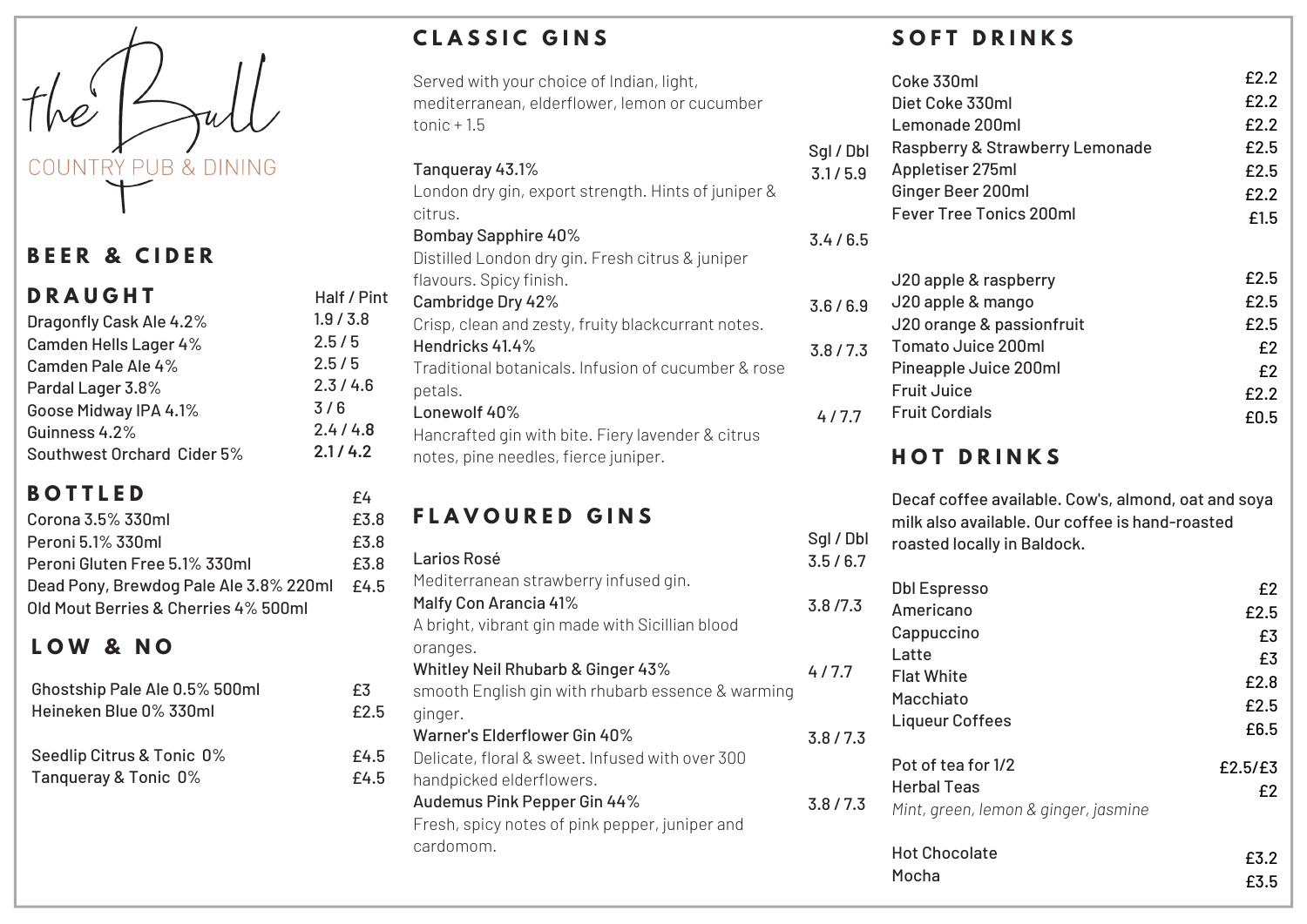# the Bull

COUNTRY PUB & DINING

## BEER & CIDER

### DRAUGHT

| | Half / Pint |
|---|---|
| Dragonfly Cask Ale 4.2% | 1.9 / 3.8 |
| Camden Hells Lager 4% | 2.5 / 5 |
| Camden Pale Ale 4% | 2.5 / 5 |
| Pardal Lager 3.8% | 2.3 / 4.6 |
| Goose Midway IPA 4.1% | 3 / 6 |
| Guinness 4.2% | 2.4 / 4.8 |
| Southwest Orchard Cider 5% | 2.1 / 4.2 |

### BOTTLED

| | |
|---|---|
| Corona 3.5% 330ml | £4 |
| Peroni 5.1% 330ml | £3.8 |
| Peroni Gluten Free 5.1% 330ml | £3.8 |
| Dead Pony, Brewdog Pale Ale 3.8% 220ml | £3.8 |
| Old Mout Berries & Cherries 4% 500ml | £4.5 |

### LOW & NO

| | |
|---|---|
| Ghostship Pale Ale 0.5% 500ml | £3 |
| Heineken Blue 0% 330ml | £2.5 |
| Seedlip Citrus & Tonic 0% | £4.5 |
| Tanqueray & Tonic 0% | £4.5 |

## CLASSIC GINS

Served with your choice of Indian, light, mediterranean, elderflower, lemon or cucumber tonic + 1.5

| | Sgl / Dbl |
|---|---|
| Tanqueray 43.1% | 3.1 / 5.9 |
| London dry gin, export strength. Hints of juniper & citrus. | |
| Bombay Sapphire 40% | 3.4 / 6.5 |
| Distilled London dry gin. Fresh citrus & juniper flavours. Spicy finish. | |
| Cambridge Dry 42% | 3.6 / 6.9 |
| Crisp, clean and zesty, fruity blackcurrant notes. | |
| Hendricks 41.4% | 3.8 / 7.3 |
| Traditional botanicals. Infusion of cucumber & rose petals. | |
| Lonewolf 40% | 4 / 7.7 |
| Hancrafted gin with bite. Fiery lavender & citrus notes, pine needles, fierce juniper. | |

## FLAVOURED GINS

| | Sgl / Dbl |
|---|---|
| Larios Rosé | 3.5 / 6.7 |
| Mediterranean strawberry infused gin. | |
| Malfy Con Arancia 41% | 3.8 /7.3 |
| A bright, vibrant gin made with Sicillian blood oranges. | |
| Whitley Neil Rhubarb & Ginger 43% | 4 / 7.7 |
| smooth English gin with rhubarb essence & warming ginger. | |
| Warner's Elderflower Gin 40% | 3.8 / 7.3 |
| Delicate, floral & sweet. Infused with over 300 handpicked elderflowers. | |
| Audemus Pink Pepper Gin 44% | 3.8 / 7.3 |
| Fresh, spicy notes of pink pepper, juniper and cardomom. | |

## SOFT DRINKS

| | |
|---|---|
| Coke 330ml | £2.2 |
| Diet Coke 330ml | £2.2 |
| Lemonade 200ml | £2.2 |
| Raspberry & Strawberry Lemonade | £2.5 |
| Appletiser 275ml | £2.5 |
| Ginger Beer 200ml | £2.2 |
| Fever Tree Tonics 200ml | £1.5 |
| J20 apple & raspberry | £2.5 |
| J20 apple & mango | £2.5 |
| J20 orange & passionfruit | £2.5 |
| Tomato Juice 200ml | £2 |
| Pineapple Juice 200ml | £2 |
| Fruit Juice | £2.2 |
| Fruit Cordials | £0.5 |

## HOT DRINKS

Decaf coffee available. Cow's, almond, oat and soya milk also available. Our coffee is hand-roasted roasted locally in Baldock.

| | |
|---|---|
| Dbl Espresso | £2 |
| Americano | £2.5 |
| Cappuccino | £3 |
| Latte | £3 |
| Flat White | £2.8 |
| Macchiato | £2.5 |
| Liqueur Coffees | £6.5 |
| Pot of tea for 1/2 | £2.5/£3 |
| Herbal Teas | £2 |
| *Mint, green, lemon & ginger, jasmine* | |
| Hot Chocolate | £3.2 |
| Mocha | £3.5 |